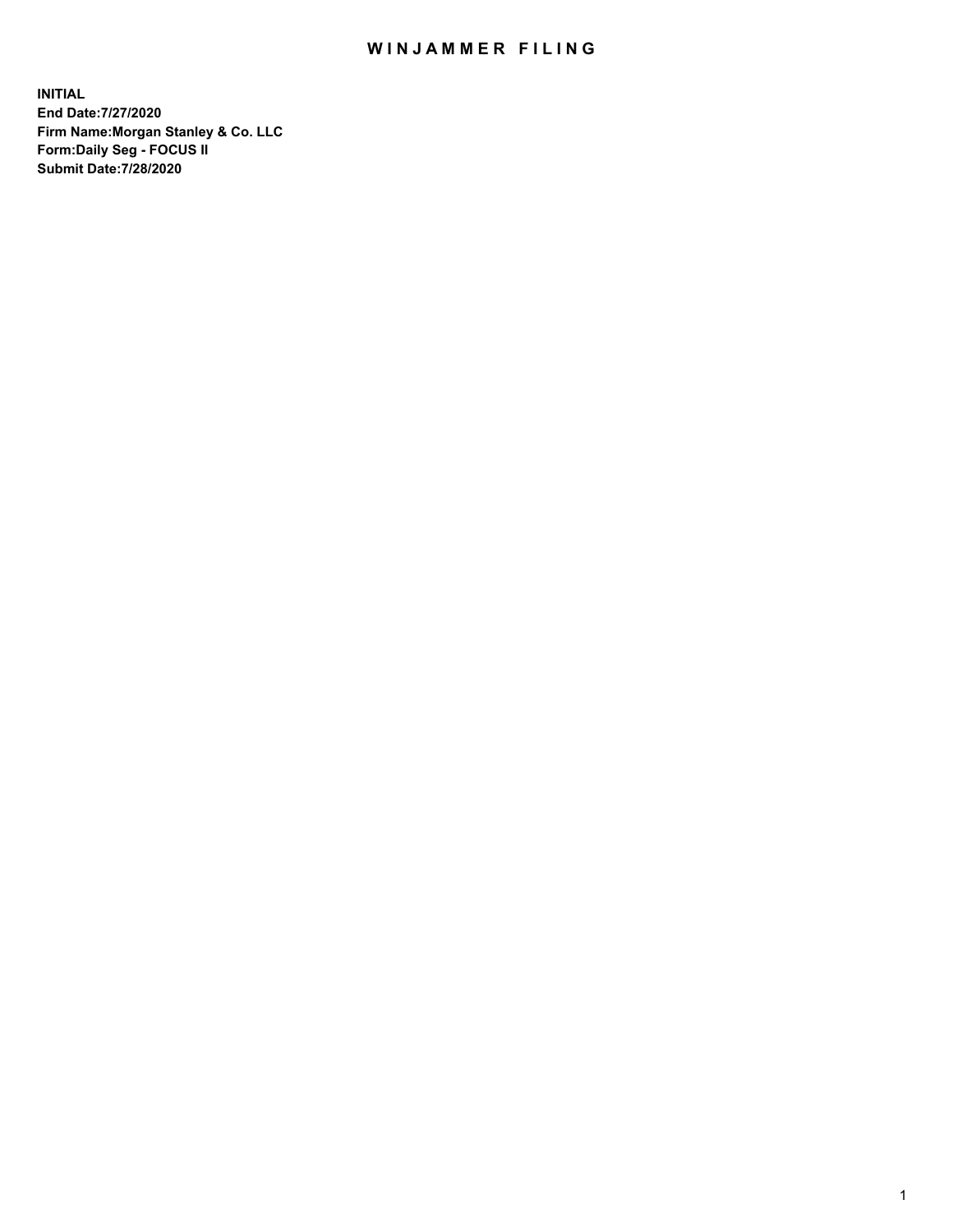# WINJAMMER FILING

**INITIAL**
**End Date:7/27/2020**
**Firm Name:Morgan Stanley & Co. LLC**
**Form:Daily Seg - FOCUS II**
**Submit Date:7/28/2020**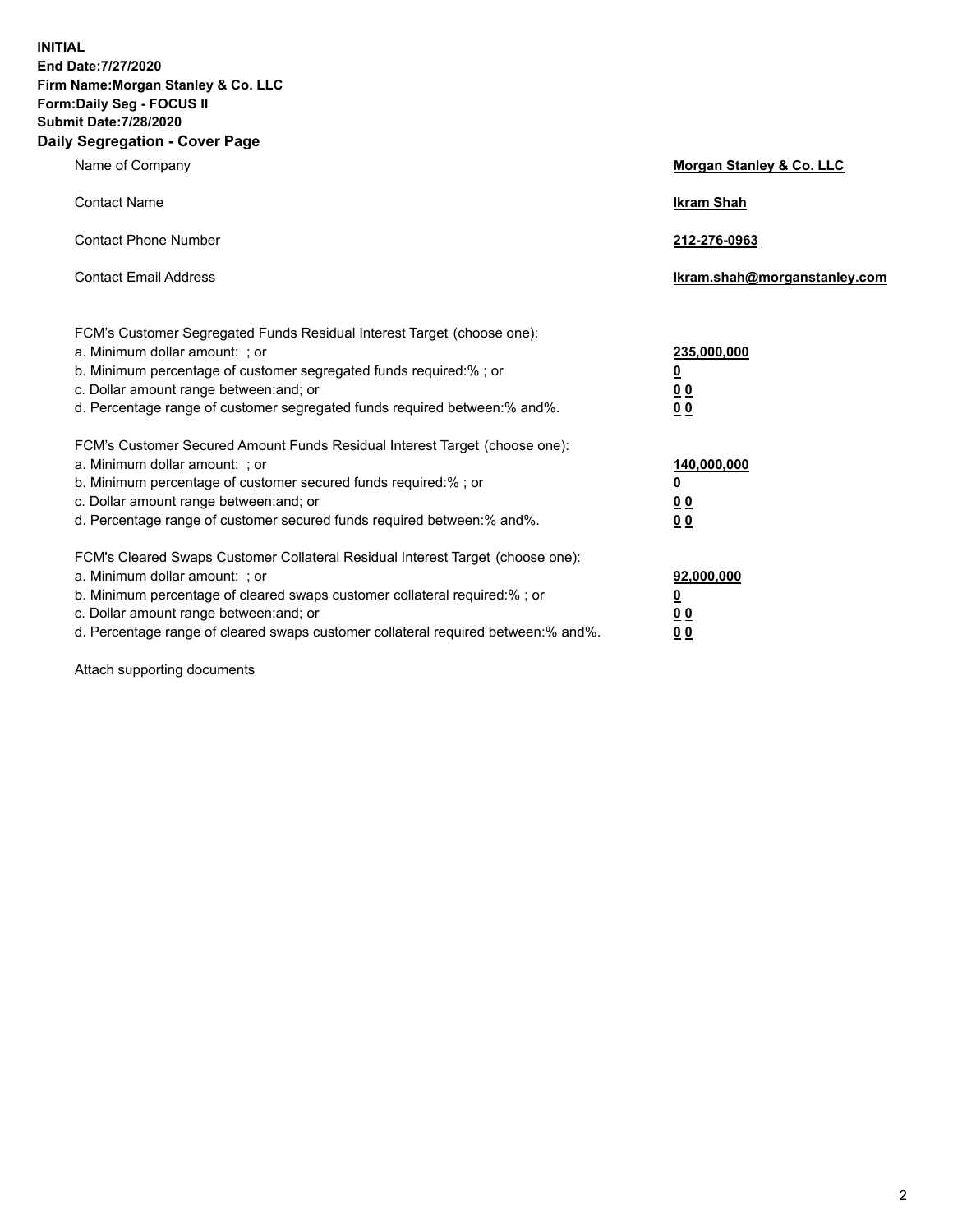**INITIAL**
**End Date:7/27/2020**
**Firm Name:Morgan Stanley & Co. LLC**
**Form:Daily Seg - FOCUS II**
**Submit Date:7/28/2020**
**Daily Segregation - Cover Page**

| | |
|---|---|
| Name of Company | **Morgan Stanley & Co. LLC** |
| Contact Name | **Ikram Shah** |
| Contact Phone Number | **212-276-0963** |
| Contact Email Address | **Ikram.shah@morganstanley.com** |

| | |
|---|---|
| FCM's Customer Segregated Funds Residual Interest Target (choose one): | |
| a. Minimum dollar amount: ; or | **235,000,000** |
| b. Minimum percentage of customer segregated funds required:% ; or | **0** |
| c. Dollar amount range between:and; or | **0 0** |
| d. Percentage range of customer segregated funds required between:% and%. | **0 0** |
| FCM's Customer Secured Amount Funds Residual Interest Target (choose one): | |
| a. Minimum dollar amount: ; or | **140,000,000** |
| b. Minimum percentage of customer secured funds required:% ; or | **0** |
| c. Dollar amount range between:and; or | **0 0** |
| d. Percentage range of customer secured funds required between:% and%. | **0 0** |
| FCM's Cleared Swaps Customer Collateral Residual Interest Target (choose one): | |
| a. Minimum dollar amount: ; or | **92,000,000** |
| b. Minimum percentage of cleared swaps customer collateral required:% ; or | **0** |
| c. Dollar amount range between:and; or | **0 0** |
| d. Percentage range of cleared swaps customer collateral required between:% and%. | **0 0** |

Attach supporting documents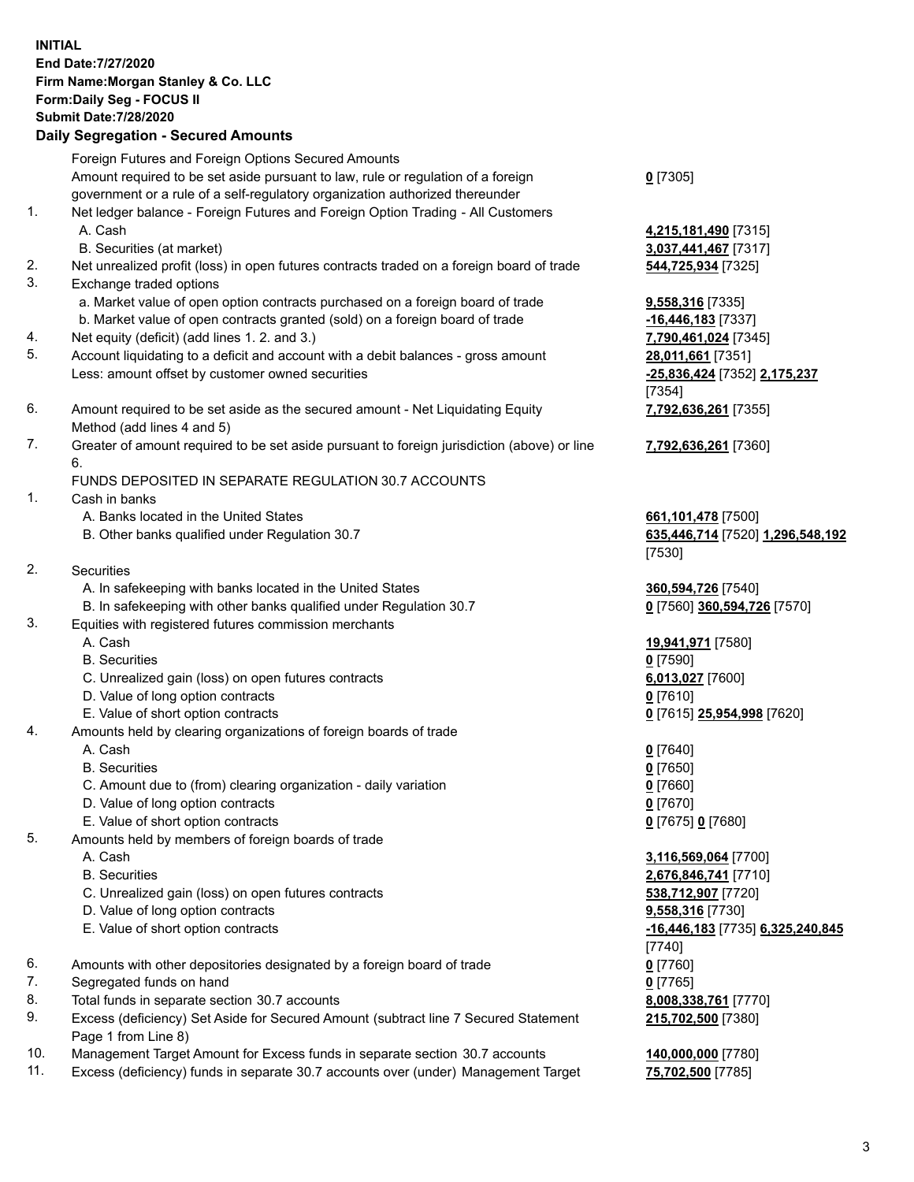**INITIAL**
**End Date:7/27/2020**
**Firm Name:Morgan Stanley & Co. LLC**
**Form:Daily Seg - FOCUS II**
**Submit Date:7/28/2020**

**Daily Segregation - Secured Amounts**

| | | |
|---|---|---|
| | Foreign Futures and Foreign Options Secured Amounts | |
| | Amount required to be set aside pursuant to law, rule or regulation of a foreign government or a rule of a self-regulatory organization authorized thereunder | **0** [7305] |
| 1. | Net ledger balance - Foreign Futures and Foreign Option Trading - All Customers | |
| | A. Cash | **4,215,181,490** [7315] |
| | B. Securities (at market) | **3,037,441,467** [7317] |
| 2. | Net unrealized profit (loss) in open futures contracts traded on a foreign board of trade | **544,725,934** [7325] |
| 3. | Exchange traded options | |
| | a. Market value of open option contracts purchased on a foreign board of trade | **9,558,316** [7335] |
| | b. Market value of open contracts granted (sold) on a foreign board of trade | **-16,446,183** [7337] |
| 4. | Net equity (deficit) (add lines 1. 2. and 3.) | **7,790,461,024** [7345] |
| 5. | Account liquidating to a deficit and account with a debit balances - gross amount | **28,011,661** [7351] |
| | Less: amount offset by customer owned securities | **-25,836,424** [7352] **2,175,237** [7354] |
| 6. | Amount required to be set aside as the secured amount - Net Liquidating Equity Method (add lines 4 and 5) | **7,792,636,261** [7355] |
| 7. | Greater of amount required to be set aside pursuant to foreign jurisdiction (above) or line 6. | **7,792,636,261** [7360] |
| | FUNDS DEPOSITED IN SEPARATE REGULATION 30.7 ACCOUNTS | |
| 1. | Cash in banks | |
| | A. Banks located in the United States | **661,101,478** [7500] |
| | B. Other banks qualified under Regulation 30.7 | **635,446,714** [7520] **1,296,548,192** [7530] |
| 2. | Securities | |
| | A. In safekeeping with banks located in the United States | **360,594,726** [7540] |
| | B. In safekeeping with other banks qualified under Regulation 30.7 | **0** [7560] **360,594,726** [7570] |
| 3. | Equities with registered futures commission merchants | |
| | A. Cash | **19,941,971** [7580] |
| | B. Securities | **0** [7590] |
| | C. Unrealized gain (loss) on open futures contracts | **6,013,027** [7600] |
| | D. Value of long option contracts | **0** [7610] |
| | E. Value of short option contracts | **0** [7615] **25,954,998** [7620] |
| 4. | Amounts held by clearing organizations of foreign boards of trade | |
| | A. Cash | **0** [7640] |
| | B. Securities | **0** [7650] |
| | C. Amount due to (from) clearing organization - daily variation | **0** [7660] |
| | D. Value of long option contracts | **0** [7670] |
| | E. Value of short option contracts | **0** [7675] **0** [7680] |
| 5. | Amounts held by members of foreign boards of trade | |
| | A. Cash | **3,116,569,064** [7700] |
| | B. Securities | **2,676,846,741** [7710] |
| | C. Unrealized gain (loss) on open futures contracts | **538,712,907** [7720] |
| | D. Value of long option contracts | **9,558,316** [7730] |
| | E. Value of short option contracts | **-16,446,183** [7735] **6,325,240,845** [7740] |
| 6. | Amounts with other depositories designated by a foreign board of trade | **0** [7760] |
| 7. | Segregated funds on hand | **0** [7765] |
| 8. | Total funds in separate section 30.7 accounts | **8,008,338,761** [7770] |
| 9. | Excess (deficiency) Set Aside for Secured Amount (subtract line 7 Secured Statement Page 1 from Line 8) | **215,702,500** [7380] |
| 10. | Management Target Amount for Excess funds in separate section 30.7 accounts | **140,000,000** [7780] |
| 11. | Excess (deficiency) funds in separate 30.7 accounts over (under) Management Target | **75,702,500** [7785] |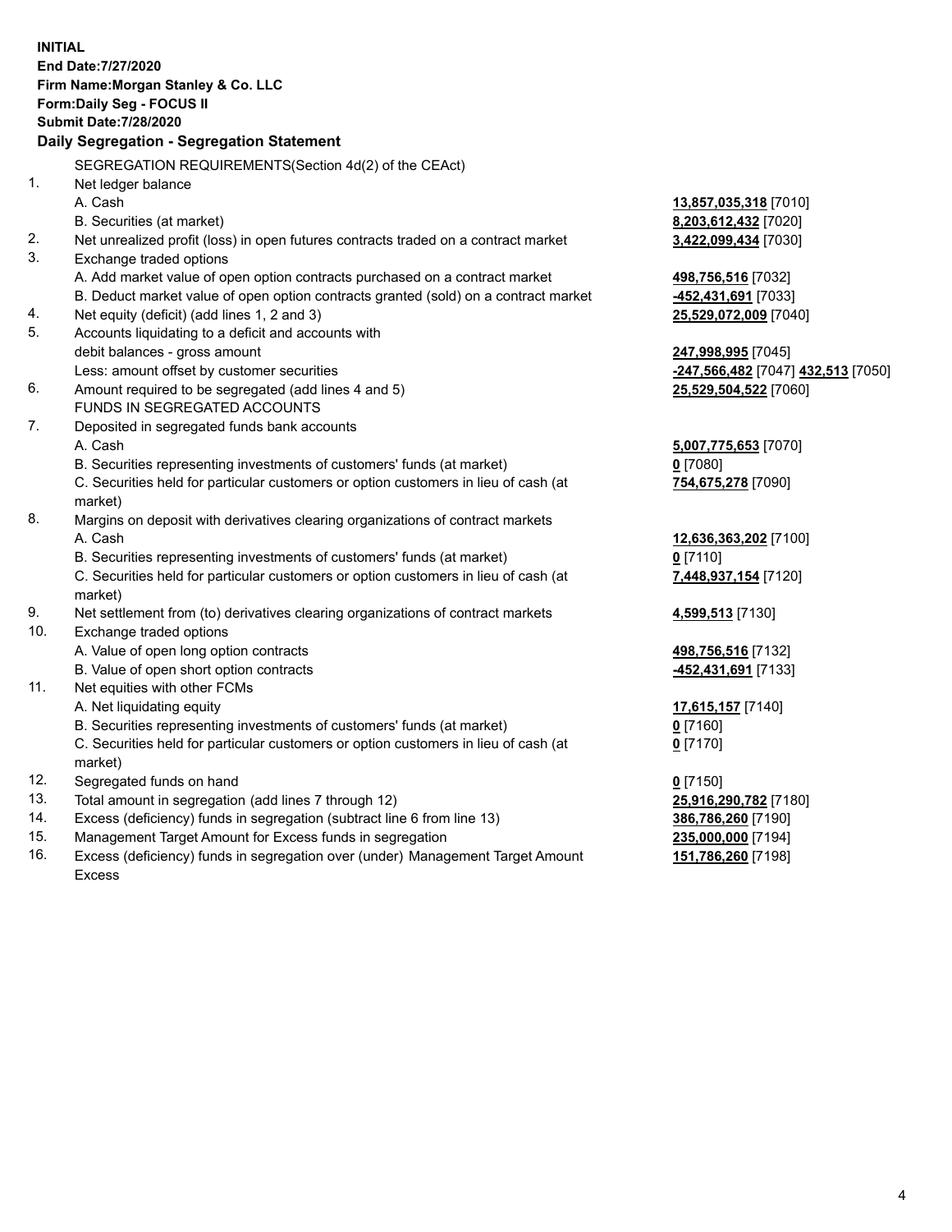**INITIAL**
**End Date:7/27/2020**
**Firm Name:Morgan Stanley & Co. LLC**
**Form:Daily Seg - FOCUS II**
**Submit Date:7/28/2020**

**Daily Segregation - Segregation Statement**

SEGREGATION REQUIREMENTS(Section 4d(2) of the CEAct)

| | | |
|---|---|---|
| 1. | Net ledger balance | |
| | A. Cash | **13,857,035,318** [7010] |
| | B. Securities (at market) | **8,203,612,432** [7020] |
| 2. | Net unrealized profit (loss) in open futures contracts traded on a contract market | **3,422,099,434** [7030] |
| 3. | Exchange traded options | |
| | A. Add market value of open option contracts purchased on a contract market | **498,756,516** [7032] |
| | B. Deduct market value of open option contracts granted (sold) on a contract market | **-452,431,691** [7033] |
| 4. | Net equity (deficit) (add lines 1, 2 and 3) | **25,529,072,009** [7040] |
| 5. | Accounts liquidating to a deficit and accounts with | |
| | debit balances - gross amount | **247,998,995** [7045] |
| | Less: amount offset by customer securities | **-247,566,482** [7047] **432,513** [7050] |
| 6. | Amount required to be segregated (add lines 4 and 5) | **25,529,504,522** [7060] |
| | FUNDS IN SEGREGATED ACCOUNTS | |
| 7. | Deposited in segregated funds bank accounts | |
| | A. Cash | **5,007,775,653** [7070] |
| | B. Securities representing investments of customers' funds (at market) | **0** [7080] |
| | C. Securities held for particular customers or option customers in lieu of cash (at market) | **754,675,278** [7090] |
| 8. | Margins on deposit with derivatives clearing organizations of contract markets | |
| | A. Cash | **12,636,363,202** [7100] |
| | B. Securities representing investments of customers' funds (at market) | **0** [7110] |
| | C. Securities held for particular customers or option customers in lieu of cash (at market) | **7,448,937,154** [7120] |
| 9. | Net settlement from (to) derivatives clearing organizations of contract markets | **4,599,513** [7130] |
| 10. | Exchange traded options | |
| | A. Value of open long option contracts | **498,756,516** [7132] |
| | B. Value of open short option contracts | **-452,431,691** [7133] |
| 11. | Net equities with other FCMs | |
| | A. Net liquidating equity | **17,615,157** [7140] |
| | B. Securities representing investments of customers' funds (at market) | **0** [7160] |
| | C. Securities held for particular customers or option customers in lieu of cash (at market) | **0** [7170] |
| 12. | Segregated funds on hand | **0** [7150] |
| 13. | Total amount in segregation (add lines 7 through 12) | **25,916,290,782** [7180] |
| 14. | Excess (deficiency) funds in segregation (subtract line 6 from line 13) | **386,786,260** [7190] |
| 15. | Management Target Amount for Excess funds in segregation | **235,000,000** [7194] |
| 16. | Excess (deficiency) funds in segregation over (under) Management Target Amount Excess | **151,786,260** [7198] |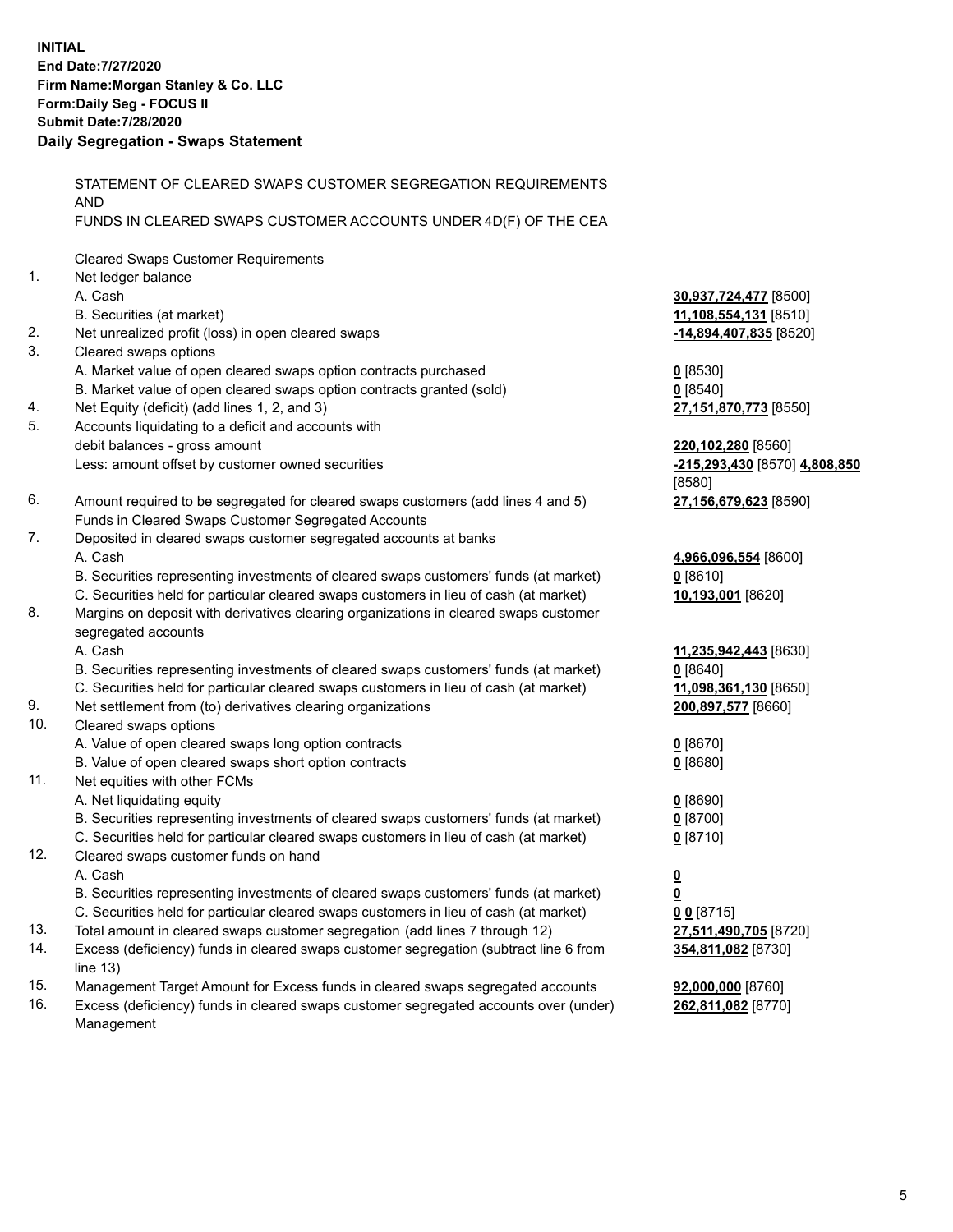**INITIAL**
**End Date:7/27/2020**
**Firm Name:Morgan Stanley & Co. LLC**
**Form:Daily Seg - FOCUS II**
**Submit Date:7/28/2020**
**Daily Segregation - Swaps Statement**

STATEMENT OF CLEARED SWAPS CUSTOMER SEGREGATION REQUIREMENTS AND
FUNDS IN CLEARED SWAPS CUSTOMER ACCOUNTS UNDER 4D(F) OF THE CEA

| | | |
|---|---|---|
| | Cleared Swaps Customer Requirements | |
| 1. | Net ledger balance | |
| | A. Cash | **30,937,724,477** [8500] |
| | B. Securities (at market) | **11,108,554,131** [8510] |
| 2. | Net unrealized profit (loss) in open cleared swaps | **-14,894,407,835** [8520] |
| 3. | Cleared swaps options | |
| | A. Market value of open cleared swaps option contracts purchased | **0** [8530] |
| | B. Market value of open cleared swaps option contracts granted (sold) | **0** [8540] |
| 4. | Net Equity (deficit) (add lines 1, 2, and 3) | **27,151,870,773** [8550] |
| 5. | Accounts liquidating to a deficit and accounts with debit balances - gross amount | **220,102,280** [8560] |
| | Less: amount offset by customer owned securities | **-215,293,430** [8570] **4,808,850** [8580] |
| 6. | Amount required to be segregated for cleared swaps customers (add lines 4 and 5) | **27,156,679,623** [8590] |
| | Funds in Cleared Swaps Customer Segregated Accounts | |
| 7. | Deposited in cleared swaps customer segregated accounts at banks | |
| | A. Cash | **4,966,096,554** [8600] |
| | B. Securities representing investments of cleared swaps customers' funds (at market) | **0** [8610] |
| | C. Securities held for particular cleared swaps customers in lieu of cash (at market) | **10,193,001** [8620] |
| 8. | Margins on deposit with derivatives clearing organizations in cleared swaps customer segregated accounts | |
| | A. Cash | **11,235,942,443** [8630] |
| | B. Securities representing investments of cleared swaps customers' funds (at market) | **0** [8640] |
| | C. Securities held for particular cleared swaps customers in lieu of cash (at market) | **11,098,361,130** [8650] |
| 9. | Net settlement from (to) derivatives clearing organizations | **200,897,577** [8660] |
| 10. | Cleared swaps options | |
| | A. Value of open cleared swaps long option contracts | **0** [8670] |
| | B. Value of open cleared swaps short option contracts | **0** [8680] |
| 11. | Net equities with other FCMs | |
| | A. Net liquidating equity | **0** [8690] |
| | B. Securities representing investments of cleared swaps customers' funds (at market) | **0** [8700] |
| | C. Securities held for particular cleared swaps customers in lieu of cash (at market) | **0** [8710] |
| 12. | Cleared swaps customer funds on hand | |
| | A. Cash | **0** |
| | B. Securities representing investments of cleared swaps customers' funds (at market) | **0** |
| | C. Securities held for particular cleared swaps customers in lieu of cash (at market) | **0** **0** [8715] |
| 13. | Total amount in cleared swaps customer segregation (add lines 7 through 12) | **27,511,490,705** [8720] |
| 14. | Excess (deficiency) funds in cleared swaps customer segregation (subtract line 6 from line 13) | **354,811,082** [8730] |
| 15. | Management Target Amount for Excess funds in cleared swaps segregated accounts | **92,000,000** [8760] |
| 16. | Excess (deficiency) funds in cleared swaps customer segregated accounts over (under) Management | **262,811,082** [8770] |